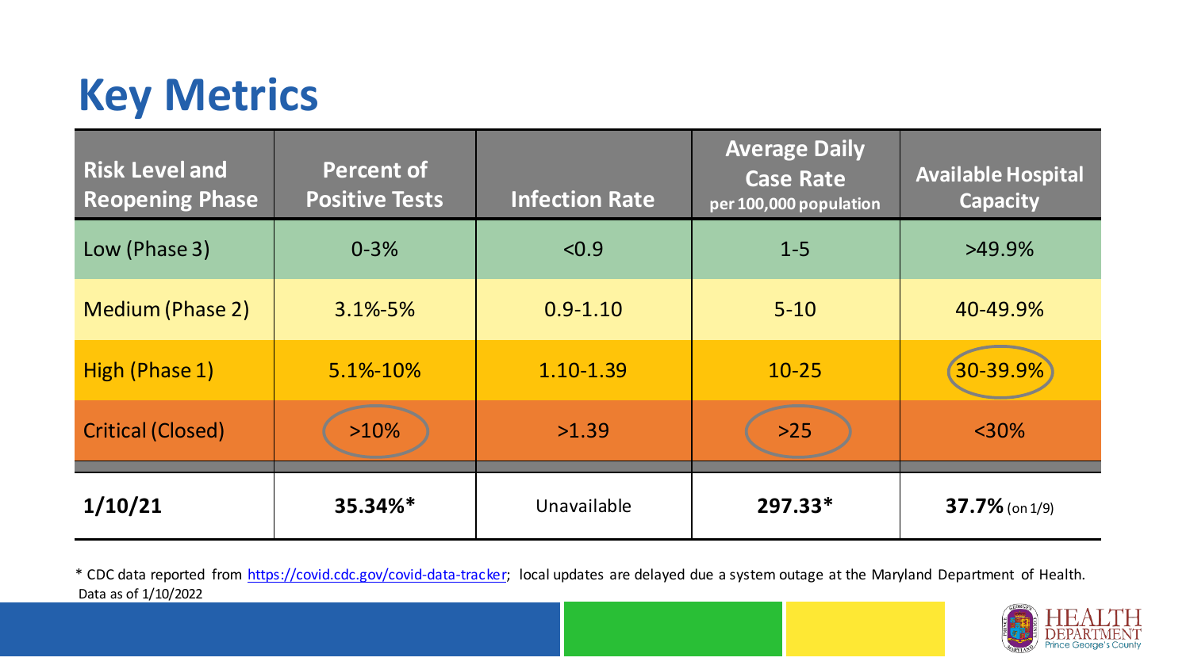# Key Metrics

| Risk Level and Reopening Phase | Percent of Positive Tests | Infection Rate | Average Daily Case Rate per 100,000 population | Available Hospital Capacity |
|---|---|---|---|---|
| Low (Phase 3) | 0-3% | <0.9 | 1-5 | >49.9% |
| Medium (Phase 2) | 3.1%-5% | 0.9-1.10 | 5-10 | 40-49.9% |
| High (Phase 1) | 5.1%-10% | 1.10-1.39 | 10-25 | 30-39.9% |
| Critical (Closed) | >10% | >1.39 | >25 | <30% |
| **1/10/21** | **35.34%*** | Unavailable | **297.33*** | **37.7%** (on 1/9) |

* CDC data reported from https://covid.cdc.gov/covid-data-tracker; local updates are delayed due a system outage at the Maryland Department of Health.
Data as of 1/10/2022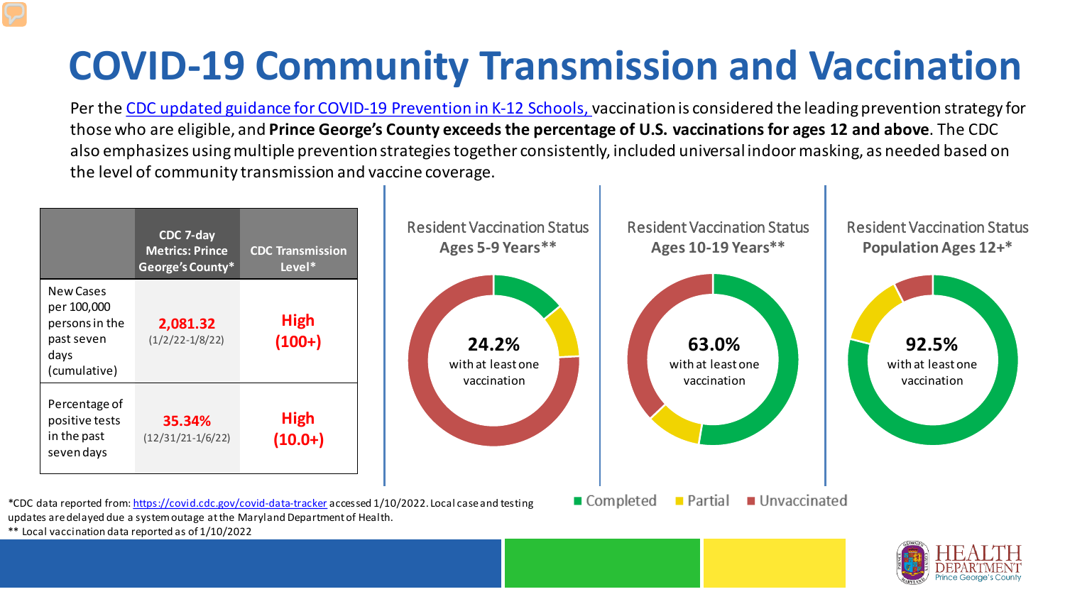# COVID-19 Community Transmission and Vaccination

Per the CDC updated guidance for COVID-19 Prevention in K-12 Schools, vaccination is considered the leading prevention strategy for those who are eligible, and **Prince George's County exceeds the percentage of U.S. vaccinations for ages 12 and above**. The CDC also emphasizes using multiple prevention strategies together consistently, included universal indoor masking, as needed based on the level of community transmission and vaccine coverage.

| | CDC 7-day Metrics: Prince George's County* | CDC Transmission Level* |
|---|---|---|
| New Cases per 100,000 persons in the past seven days (cumulative) | **2,081.32** (1/2/22-1/8/22) | **High (100+)** |
| Percentage of positive tests in the past seven days | **35.34%** (12/31/21-1/6/22) | **High (10.0+)** |

Resident Vaccination Status **Ages 5-9 Years****

**24.2%** with at least one vaccination

Resident Vaccination Status **Ages 10-19 Years****

**63.0%** with at least one vaccination

Resident Vaccination Status **Population Ages 12+***

**92.5%** with at least one vaccination

Completed | Partial | Unvaccinated

*CDC data reported from: https://covid.cdc.gov/covid-data-tracker accessed 1/10/2022. Local case and testing updates are delayed due a system outage at the Maryland Department of Health.

** Local vaccination data reported as of 1/10/2022

HEALTH DEPARTMENT Prince George's County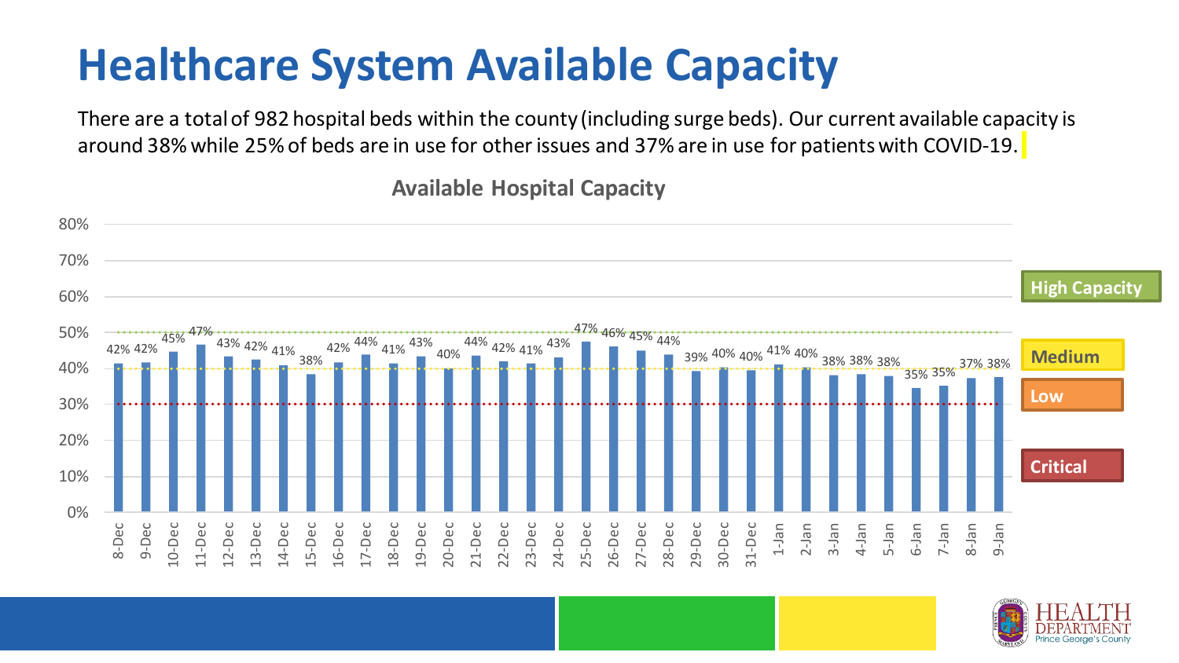# Healthcare System Available Capacity

There are a total of 982 hospital beds within the county (including surge beds). Our current available capacity is around 38% while 25% of beds are in use for other issues and 37% are in use for patients with COVID-19.

**Available Hospital Capacity**

80%
70%
60%
50%
40%
30%
20%
10%
0%

42% 42% 45% 47% 43% 42% 41% 38% 42% 44% 41% 43% 40% 44% 42% 41% 43% 47% 46% 45% 44% 39% 40% 40% 41% 40% 38% 38% 38% 35% 35% 37% 38%

8-Dec 9-Dec 10-Dec 11-Dec 12-Dec 13-Dec 14-Dec 15-Dec 16-Dec 17-Dec 18-Dec 19-Dec 20-Dec 21-Dec 22-Dec 23-Dec 24-Dec 25-Dec 26-Dec 27-Dec 28-Dec 29-Dec 30-Dec 31-Dec 1-Jan 2-Jan 3-Jan 4-Jan 5-Jan 6-Jan 7-Jan 8-Jan 9-Jan

High Capacity

Medium

Low

Critical